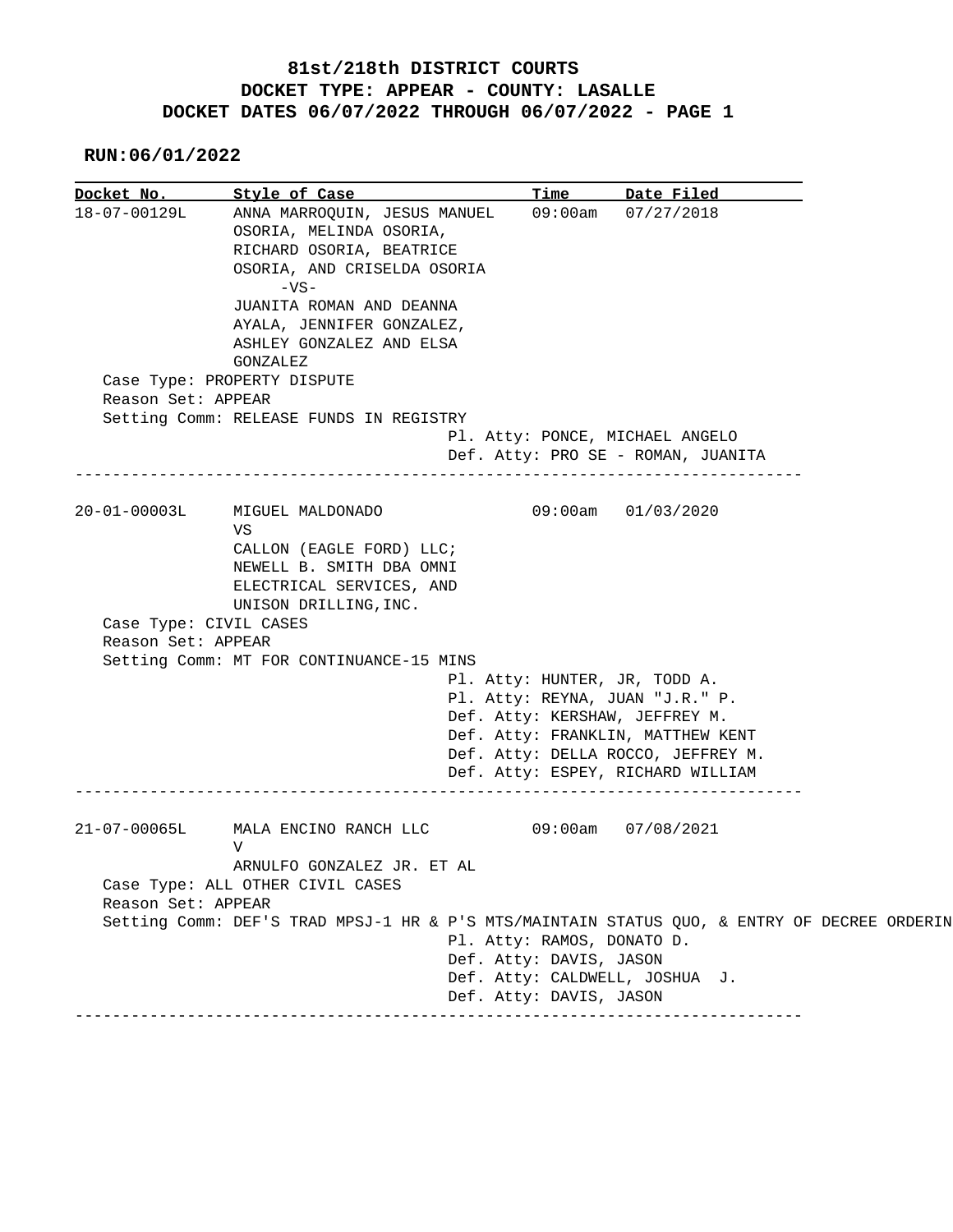# 81st/218th DISTRICT COURTS
## DOCKET TYPE: APPEAR - COUNTY: LASALLE
## DOCKET DATES 06/07/2022 THROUGH 06/07/2022 - PAGE 1

**RUN:06/01/2022**

| Docket No. | Style of Case | Time | Date Filed |
|---|---|---|---|
| 18-07-00129L | ANNA MARROQUIN, JESUS MANUEL OSORIA, MELINDA OSORIA, RICHARD OSORIA, BEATRICE OSORIA, AND CRISELDA OSORIA -VS- JUANITA ROMAN AND DEANNA AYALA, JENNIFER GONZALEZ, ASHLEY GONZALEZ AND ELSA GONZALEZ | 09:00am | 07/27/2018 |

Case Type: PROPERTY DISPUTE
Reason Set: APPEAR
Setting Comm: RELEASE FUNDS IN REGISTRY

Pl. Atty: PONCE, MICHAEL ANGELO
Def. Atty: PRO SE - ROMAN, JUANITA

---

| Docket No. | Style of Case | Time | Date Filed |
|---|---|---|---|
| 20-01-00003L | MIGUEL MALDONADO VS CALLON (EAGLE FORD) LLC; NEWELL B. SMITH DBA OMNI ELECTRICAL SERVICES, AND UNISON DRILLING,INC. | 09:00am | 01/03/2020 |

Case Type: CIVIL CASES
Reason Set: APPEAR
Setting Comm: MT FOR CONTINUANCE-15 MINS

Pl. Atty: HUNTER, JR, TODD A.
Pl. Atty: REYNA, JUAN "J.R." P.
Def. Atty: KERSHAW, JEFFREY M.
Def. Atty: FRANKLIN, MATTHEW KENT
Def. Atty: DELLA ROCCO, JEFFREY M.
Def. Atty: ESPEY, RICHARD WILLIAM

---

| Docket No. | Style of Case | Time | Date Filed |
|---|---|---|---|
| 21-07-00065L | MALA ENCINO RANCH LLC V ARNULFO GONZALEZ JR. ET AL | 09:00am | 07/08/2021 |

Case Type: ALL OTHER CIVIL CASES
Reason Set: APPEAR
Setting Comm: DEF'S TRAD MPSJ-1 HR & P'S MTS/MAINTAIN STATUS QUO, & ENTRY OF DECREE ORDERIN

Pl. Atty: RAMOS, DONATO D.
Def. Atty: DAVIS, JASON
Def. Atty: CALDWELL, JOSHUA J.
Def. Atty: DAVIS, JASON

---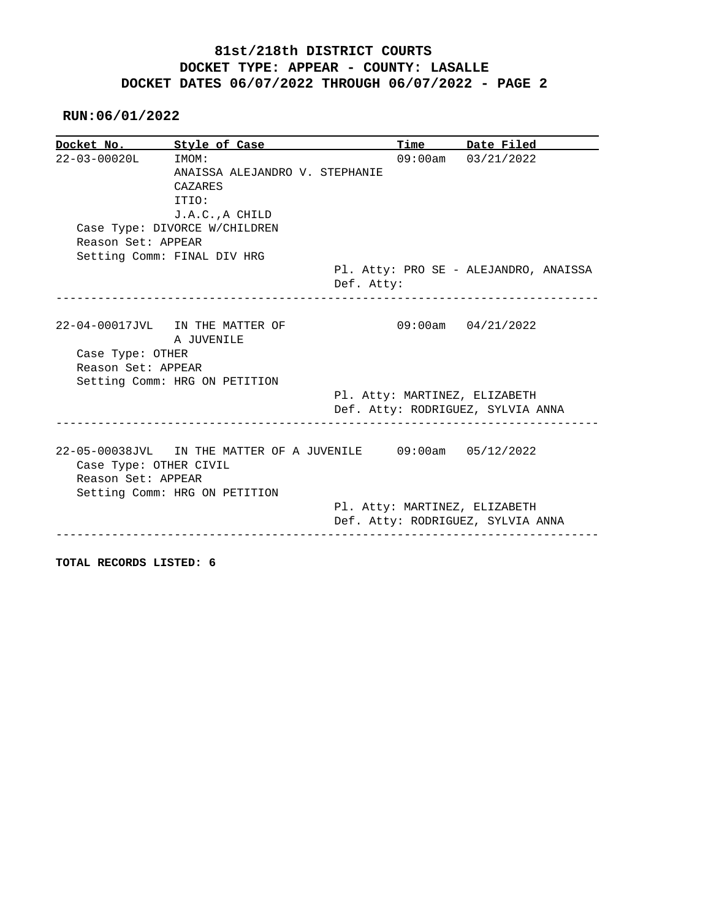**81st/218th DISTRICT COURTS**
**DOCKET TYPE: APPEAR - COUNTY: LASALLE**
**DOCKET DATES 06/07/2022 THROUGH 06/07/2022 - PAGE 2**

**RUN:06/01/2022**

| Docket No. | Style of Case | Time | Date Filed |
|---|---|---|---|
| 22-03-00020L | IMOM: ANAISSA ALEJANDRO V. STEPHANIE CAZARES ITIO: J.A.C.,A CHILD | 09:00am | 03/21/2022 |

Case Type: DIVORCE W/CHILDREN
Reason Set: APPEAR
Setting Comm: FINAL DIV HRG
Pl. Atty: PRO SE - ALEJANDRO, ANAISSA
Def. Atty:

---

| Docket No. | Style of Case | Time | Date Filed |
|---|---|---|---|
| 22-04-00017JVL | IN THE MATTER OF A JUVENILE | 09:00am | 04/21/2022 |

Case Type: OTHER
Reason Set: APPEAR
Setting Comm: HRG ON PETITION
Pl. Atty: MARTINEZ, ELIZABETH
Def. Atty: RODRIGUEZ, SYLVIA ANNA

---

| Docket No. | Style of Case | Time | Date Filed |
|---|---|---|---|
| 22-05-00038JVL | IN THE MATTER OF A JUVENILE | 09:00am | 05/12/2022 |

Case Type: OTHER CIVIL
Reason Set: APPEAR
Setting Comm: HRG ON PETITION
Pl. Atty: MARTINEZ, ELIZABETH
Def. Atty: RODRIGUEZ, SYLVIA ANNA

---

**TOTAL RECORDS LISTED: 6**